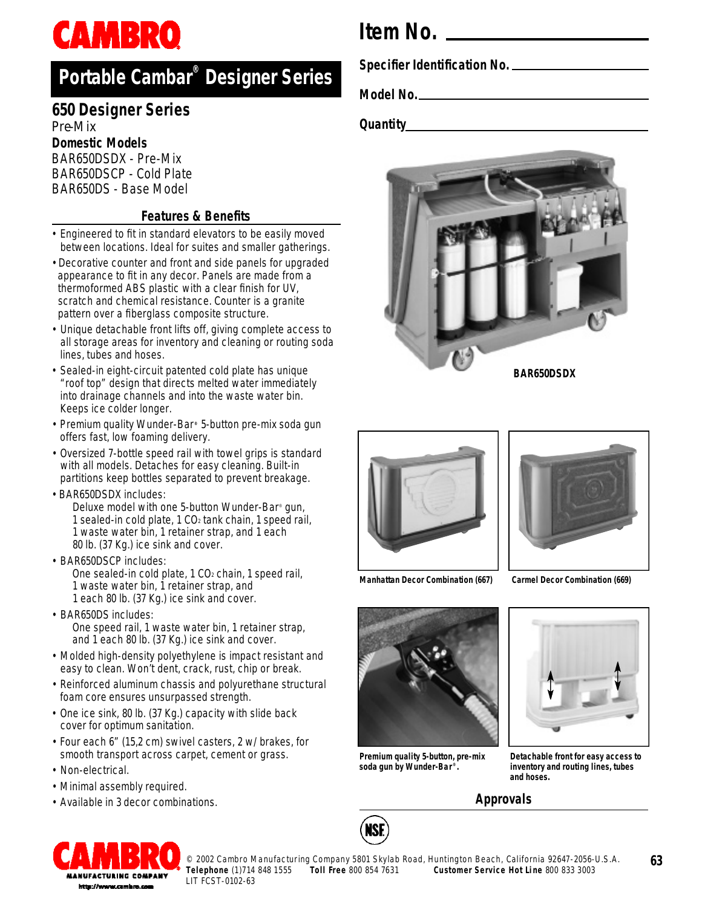CAMBRO

# Portable Cambar® Designer Series

## 650 Designer Series

Pre-Mix

**Domestic Models**

BAR650DSDX - Pre-Mix
BAR650DSCP - Cold Plate
BAR650DS - Base Model

# Item No. ____________

**Specifier Identification No.** ____________

**Model No.** ____________

**Quantity** ____________

### Features & Benefits

- Engineered to fit in standard elevators to be easily moved between locations. Ideal for suites and smaller gatherings.
- Decorative counter and front and side panels for upgraded appearance to fit in any decor. Panels are made from a thermoformed ABS plastic with a clear finish for UV, scratch and chemical resistance. Counter is a granite pattern over a fiberglass composite structure.
- Unique detachable front lifts off, giving complete access to all storage areas for inventory and cleaning or routing soda lines, tubes and hoses.
- Sealed-in eight-circuit patented cold plate has unique "roof top" design that directs melted water immediately into drainage channels and into the waste water bin. Keeps ice colder longer.
- Premium quality Wunder-Bar® 5-button pre-mix soda gun offers fast, low foaming delivery.
- Oversized 7-bottle speed rail with towel grips is standard with all models. Detaches for easy cleaning. Built-in partitions keep bottles separated to prevent breakage.
- BAR650DSDX includes:
  Deluxe model with one 5-button Wunder-Bar® gun, 1 sealed-in cold plate, 1 $CO_2$ tank chain, 1 speed rail, 1 waste water bin, 1 retainer strap, and 1 each 80 lb. (37 Kg.) ice sink and cover.
- BAR650DSCP includes:
  One sealed-in cold plate, 1 $CO_2$ chain, 1 speed rail, 1 waste water bin, 1 retainer strap, and 1 each 80 lb. (37 Kg.) ice sink and cover.
- BAR650DS includes:
  One speed rail, 1 waste water bin, 1 retainer strap, and 1 each 80 lb. (37 Kg.) ice sink and cover.
- Molded high-density polyethylene is impact resistant and easy to clean. Won't dent, crack, rust, chip or break.
- Reinforced aluminum chassis and polyurethane structural foam core ensures unsurpassed strength.
- One ice sink, 80 lb. (37 Kg.) capacity with slide back cover for optimum sanitation.
- Four each 6" (15,2 cm) swivel casters, 2 w/ brakes, for smooth transport across carpet, cement or grass.
- Non-electrical.
- Minimal assembly required.
- Available in 3 decor combinations.

**BAR650DSDX**

**Manhattan Decor Combination (667)**

**Carmel Decor Combination (669)**

**Premium quality 5-button, pre-mix soda gun by Wunder-Bar®.**

**Detachable front for easy access to inventory and routing lines, tubes and hoses.**

### Approvals

NSF

CAMBRO MANUFACTURING COMPANY
http://www.cambro.com

© 2002 Cambro Manufacturing Company 5801 Skylab Road, Huntington Beach, California 92647-2056-U.S.A.
**Telephone** (1)714 848 1555 **Toll Free** 800 854 7631 **Customer Service Hot Line** 800 833 3003
LIT FCST-0102-63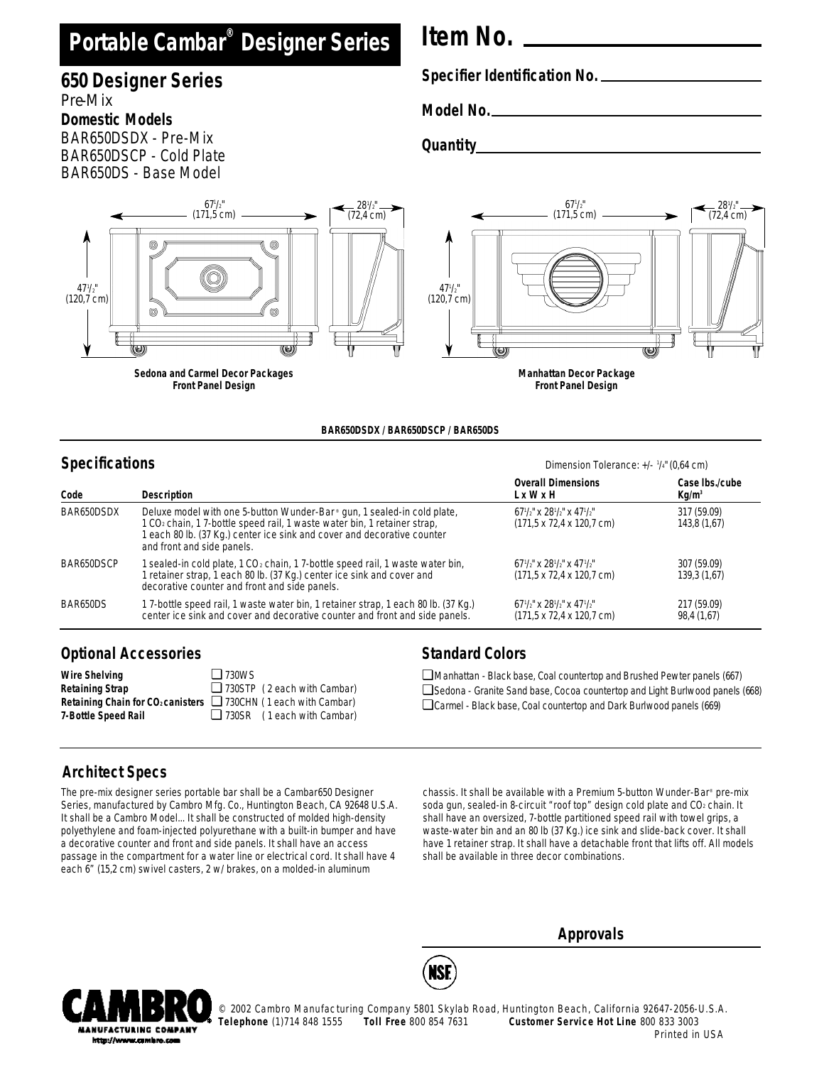# Portable Cambar® Designer Series

**Item No.** ____________________

**Specifier Identification No.** ____________________

**Model No.** ____________________

**Quantity** ____________________

## 650 Designer Series

Pre-Mix

**Domestic Models**

BAR650DSDX - Pre-Mix
BAR650DSCP - Cold Plate
BAR650DS - Base Model

67 1/2" (171,5 cm)
28 1/2" (72,4 cm)
47 1/2" (120,7 cm)

**Sedona and Carmel Decor Packages Front Panel Design**

67 1/2" (171,5 cm)
28 1/2" (72,4 cm)
47 1/2" (120,7 cm)

**Manhattan Decor Package Front Panel Design**

**BAR650DSDX / BAR650DSCP / BAR650DS**

## Specifications

Dimension Tolerance: +/- 1/4" (0,64 cm)

| Code | Description | Overall Dimensions L x W x H | Case lbs./cube Kg/m³ |
|---|---|---|---|
| BAR650DSDX | Deluxe model with one 5-button Wunder-Bar® gun, 1 sealed-in cold plate, 1 $CO_2$ chain, 1 7-bottle speed rail, 1 waste water bin, 1 retainer strap, 1 each 80 lb. (37 Kg.) center ice sink and cover and decorative counter and front and side panels. | 67 1/2" x 28 1/2" x 47 1/2" (171,5 x 72,4 x 120,7 cm) | 317 (59.09) 143,8 (1,67) |
| BAR650DSCP | 1 sealed-in cold plate, 1 $CO_2$ chain, 1 7-bottle speed rail, 1 waste water bin, 1 retainer strap, 1 each 80 lb. (37 Kg.) center ice sink and cover and decorative counter and front and side panels. | 67 1/2" x 28 1/2" x 47 1/2" (171,5 x 72,4 x 120,7 cm) | 307 (59.09) 139,3 (1,67) |
| BAR650DS | 1 7-bottle speed rail, 1 waste water bin, 1 retainer strap, 1 each 80 lb. (37 Kg.) center ice sink and cover and decorative counter and front and side panels. | 67 1/2" x 28 1/2" x 47 1/2" (171,5 x 72,4 x 120,7 cm) | 217 (59.09) 98,4 (1,67) |

## Optional Accessories

| | | |
|---|---|---|
| **Wire Shelving** | ☐ 730WS | |
| **Retaining Strap** | ☐ 730STP | (2 each with Cambar) |
| **Retaining Chain for $CO_2$ canisters** | ☐ 730CHN | (1 each with Cambar) |
| **7-Bottle Speed Rail** | ☐ 730SR | (1 each with Cambar) |

## Standard Colors

- ☐ Manhattan - Black base, Coal countertop and Brushed Pewter panels (667)
- ☐ Sedona - Granite Sand base, Cocoa countertop and Light Burlwood panels (668)
- ☐ Carmel - Black base, Coal countertop and Dark Burlwood panels (669)

## Architect Specs

The pre-mix designer series portable bar shall be a Cambar650 Designer Series, manufactured by Cambro Mfg. Co., Huntington Beach, CA 92648 U.S.A. It shall be a Cambro Model... It shall be constructed of molded high-density polyethylene and foam-injected polyurethane with a built-in bumper and have a decorative counter and front and side panels. It shall have an access passage in the compartment for a water line or electrical cord. It shall have 4 each 6" (15,2 cm) swivel casters, 2 w/ brakes, on a molded-in aluminum chassis. It shall be available with a Premium 5-button Wunder-Bar® pre-mix soda gun, sealed-in 8-circuit "roof top" design cold plate and $CO_2$ chain. It shall have an oversized, 7-bottle partitioned speed rail with towel grips, a waste-water bin and an 80 lb (37 Kg.) ice sink and slide-back cover. It shall have 1 retainer strap. It shall have a detachable front that lifts off. All models shall be available in three decor combinations.

## Approvals

NSF

CAMBRO MANUFACTURING COMPANY
http://www.cambro.com

© 2002 Cambro Manufacturing Company 5801 Skylab Road, Huntington Beach, California 92647-2056-U.S.A.
**Telephone** (1)714 848 1555 **Toll Free** 800 854 7631 **Customer Service Hot Line** 800 833 3003
Printed in USA